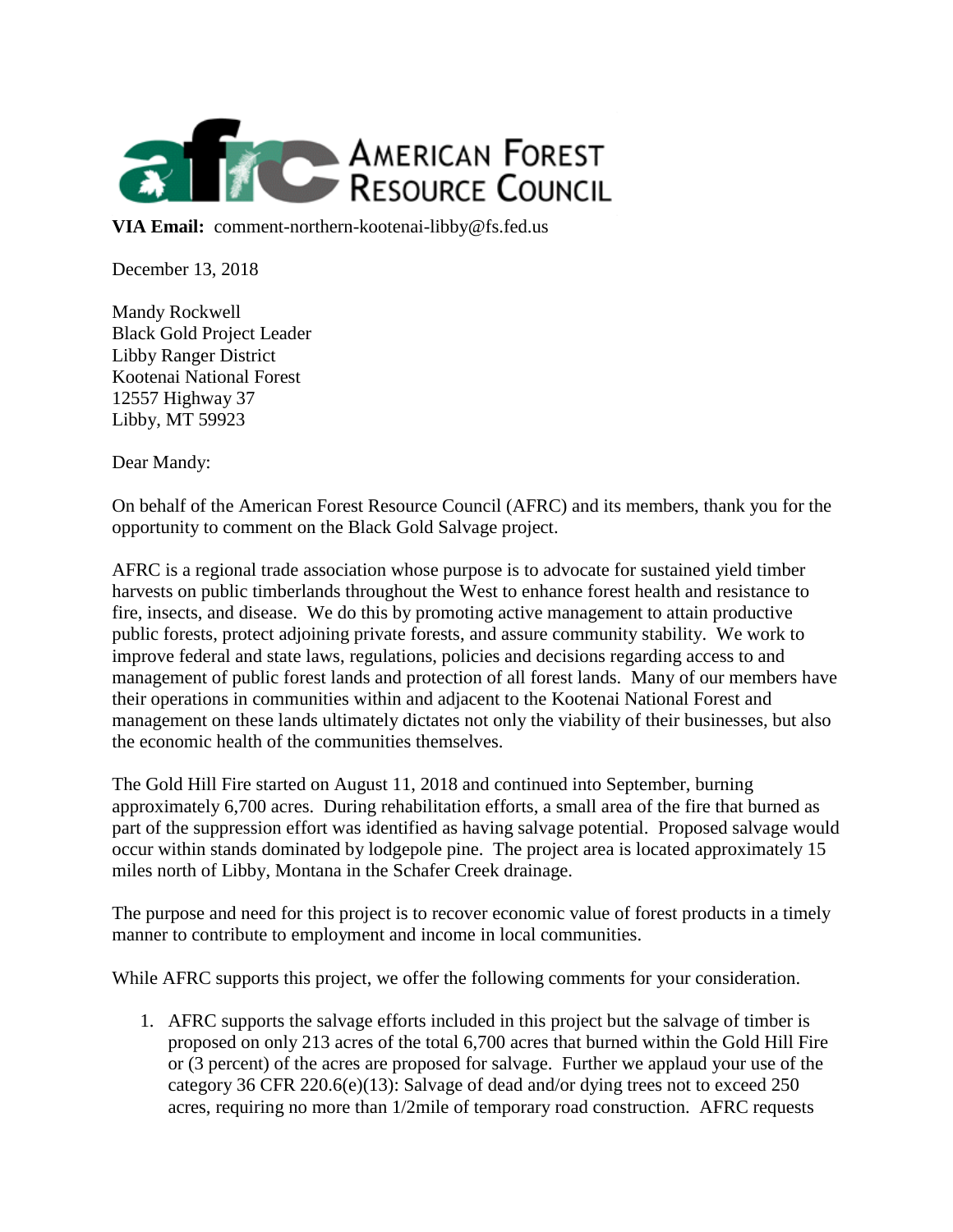AMERICAN FOREST RESOURCE COUNCIL

**VIA Email:** comment-northern-kootenai-libby@fs.fed.us

December 13, 2018

Mandy Rockwell
Black Gold Project Leader
Libby Ranger District
Kootenai National Forest
12557 Highway 37
Libby, MT 59923

Dear Mandy:

On behalf of the American Forest Resource Council (AFRC) and its members, thank you for the opportunity to comment on the Black Gold Salvage project.

AFRC is a regional trade association whose purpose is to advocate for sustained yield timber harvests on public timberlands throughout the West to enhance forest health and resistance to fire, insects, and disease. We do this by promoting active management to attain productive public forests, protect adjoining private forests, and assure community stability. We work to improve federal and state laws, regulations, policies and decisions regarding access to and management of public forest lands and protection of all forest lands. Many of our members have their operations in communities within and adjacent to the Kootenai National Forest and management on these lands ultimately dictates not only the viability of their businesses, but also the economic health of the communities themselves.

The Gold Hill Fire started on August 11, 2018 and continued into September, burning approximately 6,700 acres. During rehabilitation efforts, a small area of the fire that burned as part of the suppression effort was identified as having salvage potential. Proposed salvage would occur within stands dominated by lodgepole pine. The project area is located approximately 15 miles north of Libby, Montana in the Schafer Creek drainage.

The purpose and need for this project is to recover economic value of forest products in a timely manner to contribute to employment and income in local communities.

While AFRC supports this project, we offer the following comments for your consideration.

1. AFRC supports the salvage efforts included in this project but the salvage of timber is proposed on only 213 acres of the total 6,700 acres that burned within the Gold Hill Fire or (3 percent) of the acres are proposed for salvage. Further we applaud your use of the category 36 CFR 220.6(e)(13): Salvage of dead and/or dying trees not to exceed 250 acres, requiring no more than 1/2mile of temporary road construction. AFRC requests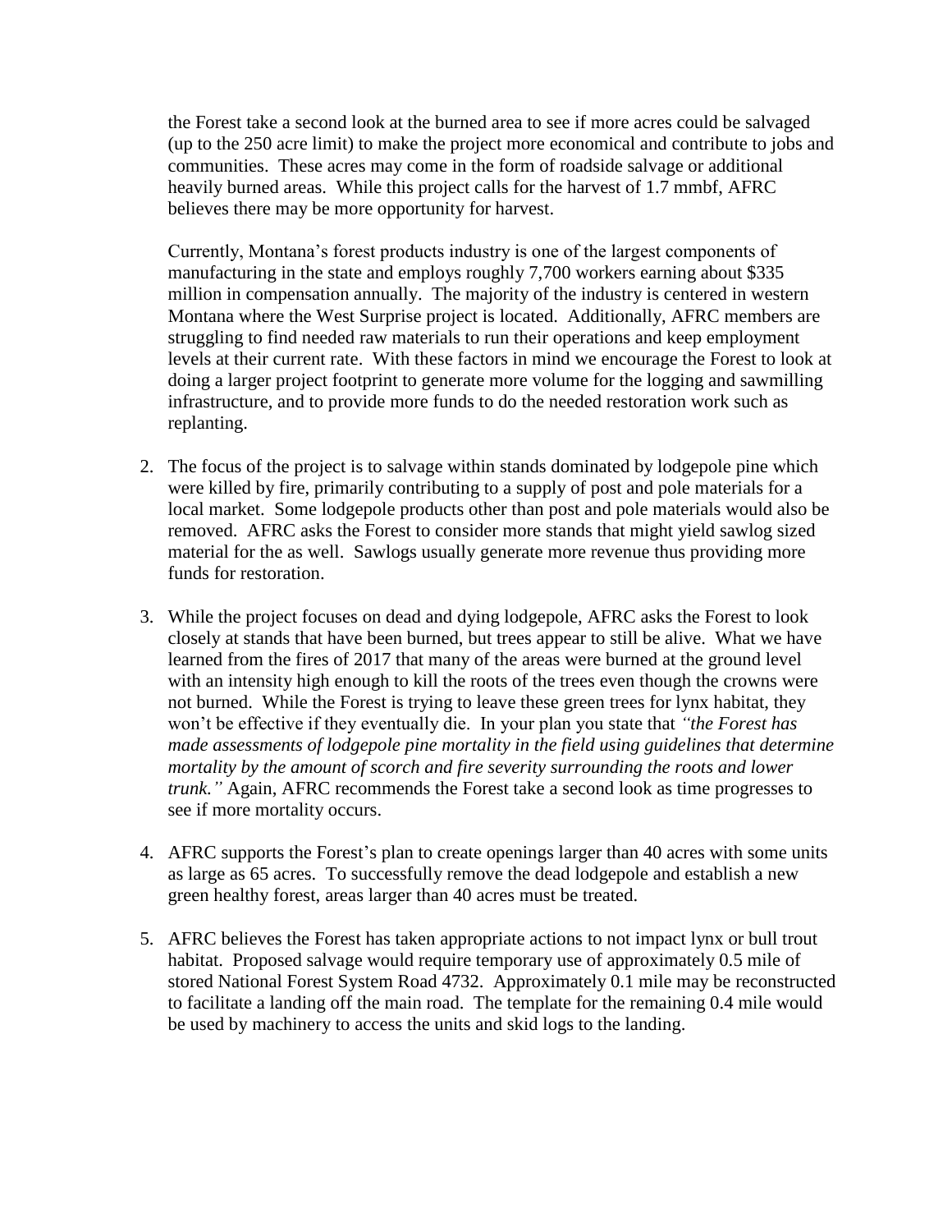the Forest take a second look at the burned area to see if more acres could be salvaged (up to the 250 acre limit) to make the project more economical and contribute to jobs and communities. These acres may come in the form of roadside salvage or additional heavily burned areas. While this project calls for the harvest of 1.7 mmbf, AFRC believes there may be more opportunity for harvest.

Currently, Montana's forest products industry is one of the largest components of manufacturing in the state and employs roughly 7,700 workers earning about $335 million in compensation annually. The majority of the industry is centered in western Montana where the West Surprise project is located. Additionally, AFRC members are struggling to find needed raw materials to run their operations and keep employment levels at their current rate. With these factors in mind we encourage the Forest to look at doing a larger project footprint to generate more volume for the logging and sawmilling infrastructure, and to provide more funds to do the needed restoration work such as replanting.

2. The focus of the project is to salvage within stands dominated by lodgepole pine which were killed by fire, primarily contributing to a supply of post and pole materials for a local market. Some lodgepole products other than post and pole materials would also be removed. AFRC asks the Forest to consider more stands that might yield sawlog sized material for the as well. Sawlogs usually generate more revenue thus providing more funds for restoration.

3. While the project focuses on dead and dying lodgepole, AFRC asks the Forest to look closely at stands that have been burned, but trees appear to still be alive. What we have learned from the fires of 2017 that many of the areas were burned at the ground level with an intensity high enough to kill the roots of the trees even though the crowns were not burned. While the Forest is trying to leave these green trees for lynx habitat, they won't be effective if they eventually die. In your plan you state that *"the Forest has made assessments of lodgepole pine mortality in the field using guidelines that determine mortality by the amount of scorch and fire severity surrounding the roots and lower trunk."* Again, AFRC recommends the Forest take a second look as time progresses to see if more mortality occurs.

4. AFRC supports the Forest's plan to create openings larger than 40 acres with some units as large as 65 acres. To successfully remove the dead lodgepole and establish a new green healthy forest, areas larger than 40 acres must be treated.

5. AFRC believes the Forest has taken appropriate actions to not impact lynx or bull trout habitat. Proposed salvage would require temporary use of approximately 0.5 mile of stored National Forest System Road 4732. Approximately 0.1 mile may be reconstructed to facilitate a landing off the main road. The template for the remaining 0.4 mile would be used by machinery to access the units and skid logs to the landing.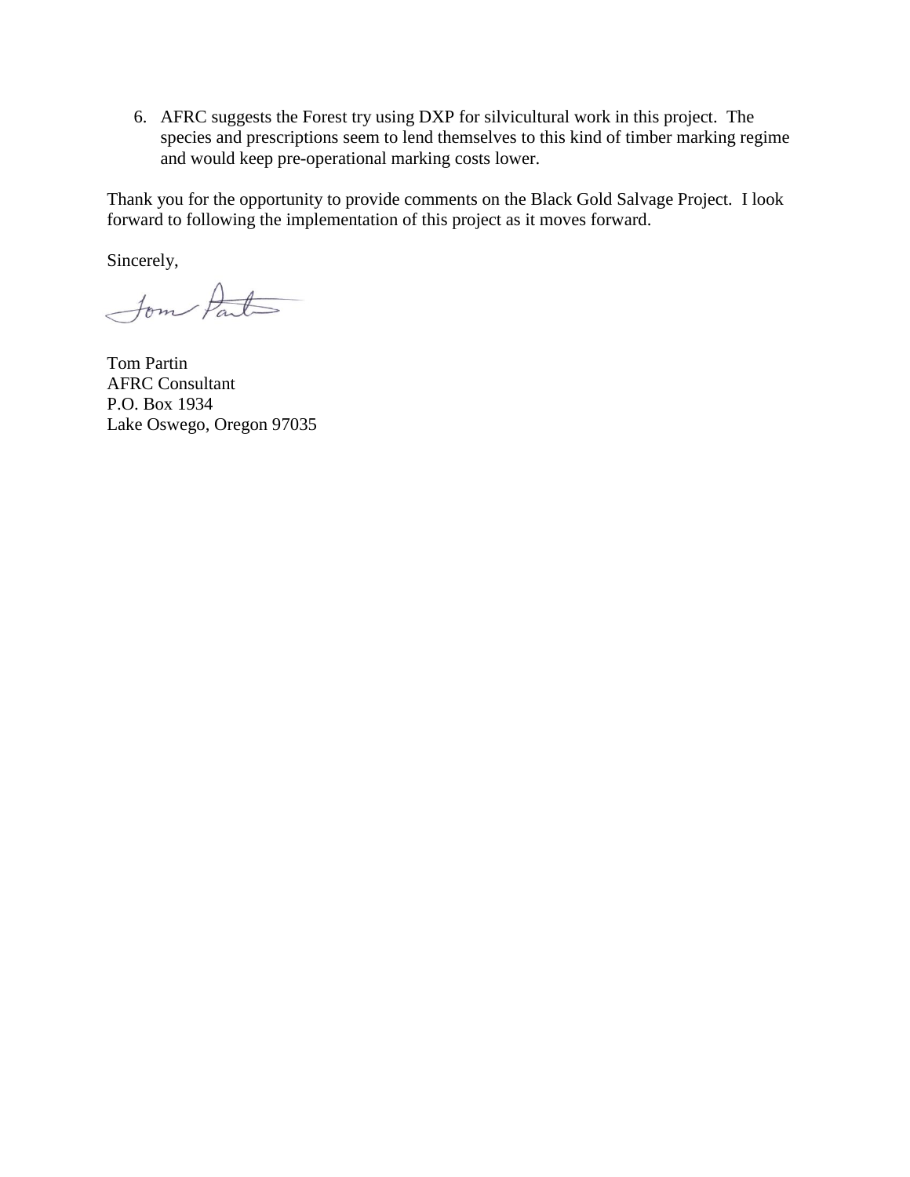6. AFRC suggests the Forest try using DXP for silvicultural work in this project. The species and prescriptions seem to lend themselves to this kind of timber marking regime and would keep pre-operational marking costs lower.

Thank you for the opportunity to provide comments on the Black Gold Salvage Project. I look forward to following the implementation of this project as it moves forward.

Sincerely,

Tom Partin
AFRC Consultant
P.O. Box 1934
Lake Oswego, Oregon 97035